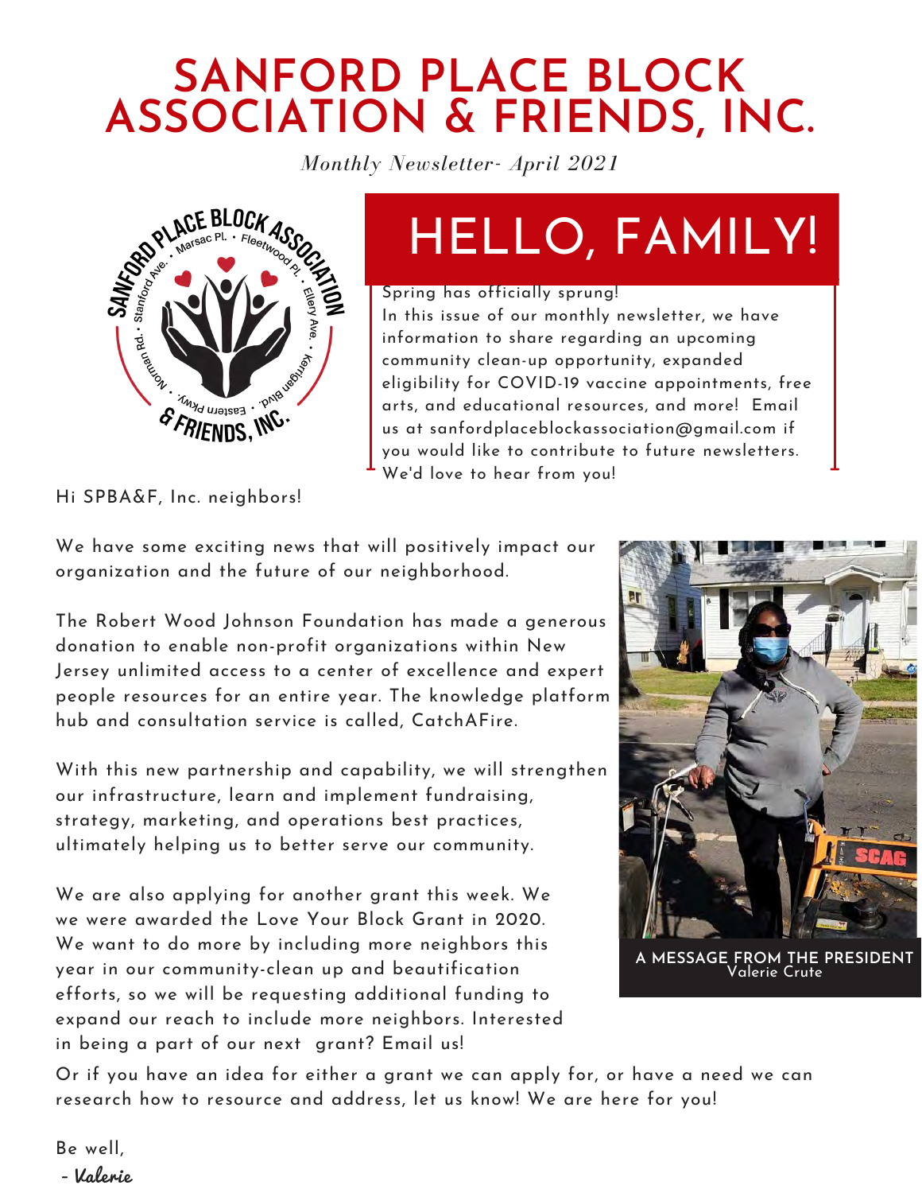# SANFORD PLACE BLOCK ASSOCIATION & FRIENDS, INC.

*Monthly Newsletter- April 2021*

## HELLO, FAMILY!

Spring has officially sprung!
In this issue of our monthly newsletter, we have information to share regarding an upcoming community clean-up opportunity, expanded eligibility for COVID-19 vaccine appointments, free arts, and educational resources, and more! Email us at sanfordplaceblockassociation@gmail.com if you would like to contribute to future newsletters. We'd love to hear from you!

**A MESSAGE FROM THE PRESIDENT**
Valerie Crute

Hi SPBA&F, Inc. neighbors!

We have some exciting news that will positively impact our organization and the future of our neighborhood.

The Robert Wood Johnson Foundation has made a generous donation to enable non-profit organizations within New Jersey unlimited access to a center of excellence and expert people resources for an entire year. The knowledge platform hub and consultation service is called, CatchAFire.

With this new partnership and capability, we will strengthen our infrastructure, learn and implement fundraising, strategy, marketing, and operations best practices, ultimately helping us to better serve our community.

We are also applying for another grant this week. We we were awarded the Love Your Block Grant in 2020. We want to do more by including more neighbors this year in our community-clean up and beautification efforts, so we will be requesting additional funding to expand our reach to include more neighbors. Interested in being a part of our next grant? Email us!

Or if you have an idea for either a grant we can apply for, or have a need we can research how to resource and address, let us know! We are here for you!

Be well,

- Valerie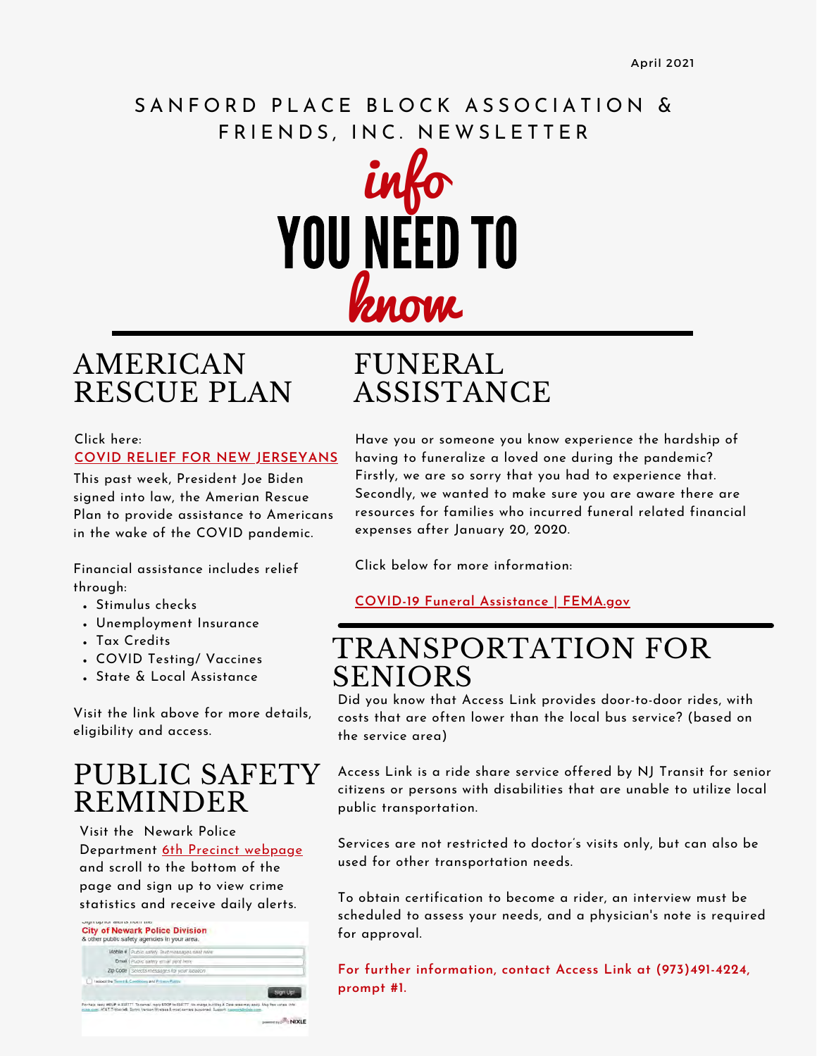April 2021

# SANFORD PLACE BLOCK ASSOCIATION & FRIENDS, INC. NEWSLETTER

# info YOU NEED TO know

## AMERICAN RESCUE PLAN

Click here:
COVID RELIEF FOR NEW JERSEYANS

This past week, President Joe Biden signed into law, the Amerian Rescue Plan to provide assistance to Americans in the wake of the COVID pandemic.

Financial assistance includes relief through:

- Stimulus checks
- Unemployment Insurance
- Tax Credits
- COVID Testing/ Vaccines
- State & Local Assistance

Visit the link above for more details, eligibility and access.

## PUBLIC SAFETY REMINDER

Visit the Newark Police Department 6th Precinct webpage and scroll to the bottom of the page and sign up to view crime statistics and receive daily alerts.

## FUNERAL ASSISTANCE

Have you or someone you know experience the hardship of having to funeralize a loved one during the pandemic? Firstly, we are so sorry that you had to experience that. Secondly, we wanted to make sure you are aware there are resources for families who incurred funeral related financial expenses after January 20, 2020.

Click below for more information:

COVID-19 Funeral Assistance | FEMA.gov

## TRANSPORTATION FOR SENIORS

Did you know that Access Link provides door-to-door rides, with costs that are often lower than the local bus service? (based on the service area)

Access Link is a ride share service offered by NJ Transit for senior citizens or persons with disabilities that are unable to utilize local public transportation.

Services are not restricted to doctor's visits only, but can also be used for other transportation needs.

To obtain certification to become a rider, an interview must be scheduled to assess your needs, and a physician's note is required for approval.

**For further information, contact Access Link at (973)491-4224, prompt #1.**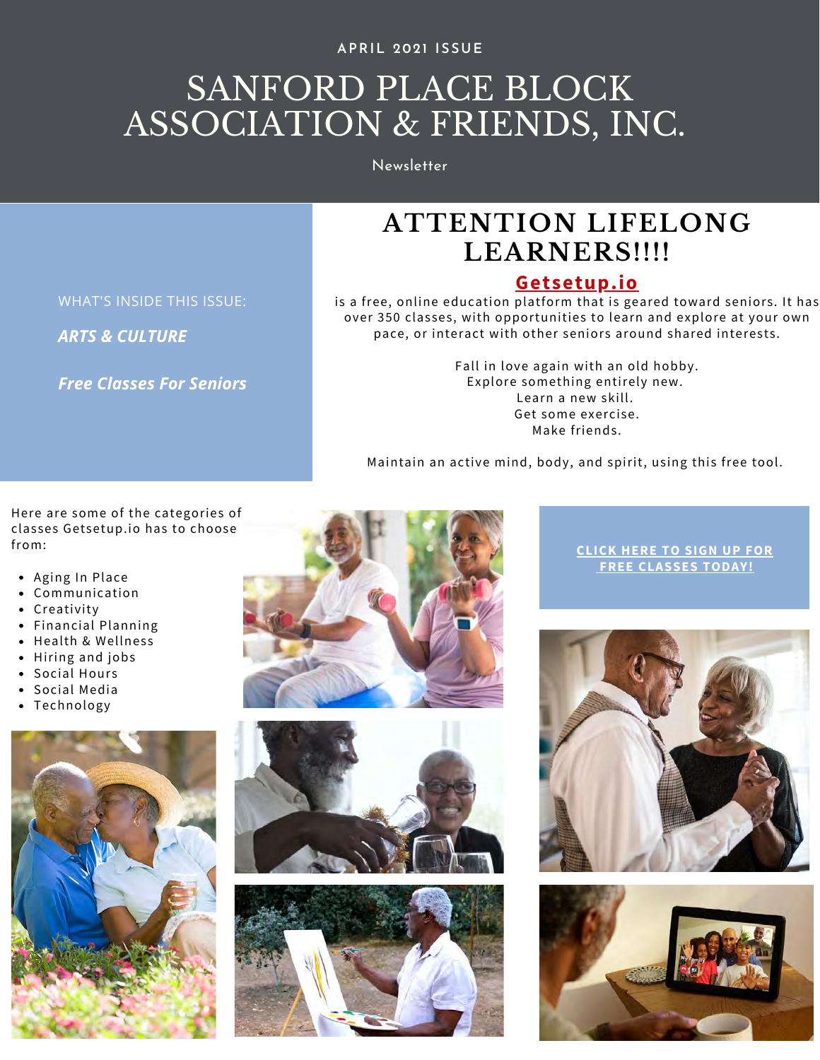APRIL 2021 ISSUE

# SANFORD PLACE BLOCK ASSOCIATION & FRIENDS, INC.

Newsletter

WHAT'S INSIDE THIS ISSUE:

***ARTS & CULTURE***

***Free Classes For Seniors***

## ATTENTION LIFELONG LEARNERS!!!!

**Getsetup.io**

is a free, online education platform that is geared toward seniors. It has over 350 classes, with opportunities to learn and explore at your own pace, or interact with other seniors around shared interests.

Fall in love again with an old hobby.
Explore something entirely new.
Learn a new skill.
Get some exercise.
Make friends.

Maintain an active mind, body, and spirit, using this free tool.

Here are some of the categories of classes Getsetup.io has to choose from:

- Aging In Place
- Communication
- Creativity
- Financial Planning
- Health & Wellness
- Hiring and jobs
- Social Hours
- Social Media
- Technology

**CLICK HERE TO SIGN UP FOR FREE CLASSES TODAY!**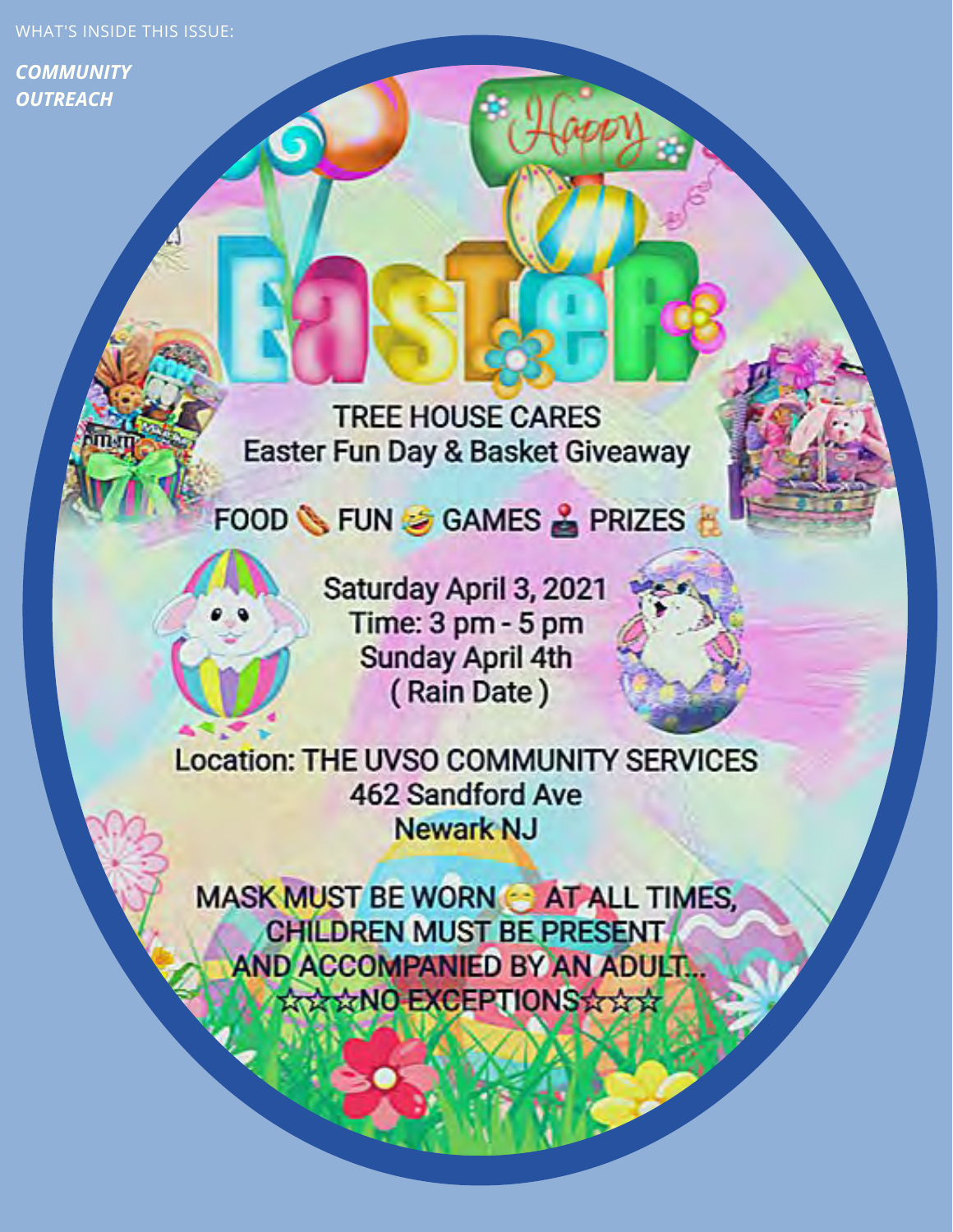WHAT'S INSIDE THIS ISSUE:

***COMMUNITY OUTREACH***

# Happy Easter

## TREE HOUSE CARES
## Easter Fun Day & Basket Giveaway

FOOD 🌭 FUN 🤣 GAMES 🕹 PRIZES 🧸

Saturday April 3, 2021
Time: 3 pm - 5 pm
Sunday April 4th
( Rain Date )

Location: THE UVSO COMMUNITY SERVICES
462 Sandford Ave
Newark NJ

MASK MUST BE WORN 😷 AT ALL TIMES,
CHILDREN MUST BE PRESENT
AND ACCOMPANIED BY AN ADULT...
☆☆☆NO EXCEPTIONS☆☆☆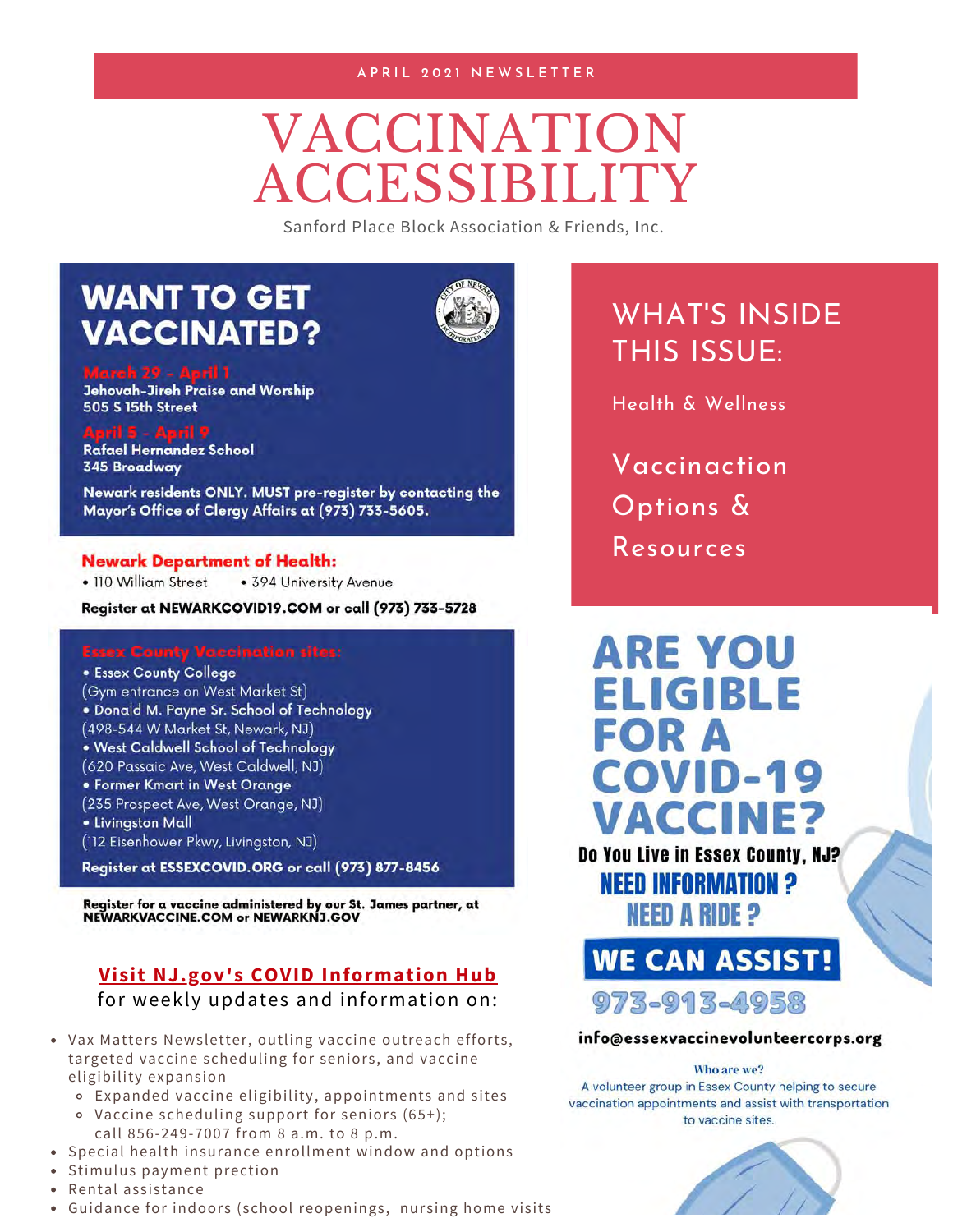APRIL 2021 NEWSLETTER

# VACCINATION ACCESSIBILITY

Sanford Place Block Association & Friends, Inc.

## WANT TO GET VACCINATED?

**March 29 - April 1**
Jehovah-Jireh Praise and Worship
505 S 15th Street

**April 5 - April 9**
Rafael Hernandez School
345 Broadway

Newark residents ONLY. MUST pre-register by contacting the Mayor's Office of Clergy Affairs at (973) 733-5605.

**Newark Department of Health:**

- 110 William Street
- 394 University Avenue

Register at NEWARKCOVID19.COM or call (973) 733-5728

**Essex County Vaccination sites:**

- Essex County College (Gym entrance on West Market St)
- Donald M. Payne Sr. School of Technology (498-544 W Market St, Newark, NJ)
- West Caldwell School of Technology (620 Passaic Ave, West Caldwell, NJ)
- Former Kmart in West Orange (235 Prospect Ave, West Orange, NJ)
- Livingston Mall (112 Eisenhower Pkwy, Livingston, NJ)

Register at ESSEXCOVID.ORG or call (973) 877-8456

Register for a vaccine administered by our St. James partner, at NEWARKVACCINE.COM or NEWARKNJ.GOV

**Visit NJ.gov's COVID Information Hub** for weekly updates and information on:

- Vax Matters Newsletter, outling vaccine outreach efforts, targeted vaccine scheduling for seniors, and vaccine eligibility expansion
  - Expanded vaccine eligibility, appointments and sites
  - Vaccine scheduling support for seniors (65+); call 856-249-7007 from 8 a.m. to 8 p.m.
- Special health insurance enrollment window and options
- Stimulus payment prection
- Rental assistance
- Guidance for indoors (school reopenings, nursing home visits

## WHAT'S INSIDE THIS ISSUE:

Health & Wellness

Vaccinaction Options & Resources

## ARE YOU ELIGIBLE FOR A COVID-19 VACCINE?

**Do You Live in Essex County, NJ?**

**NEED INFORMATION ?**

**NEED A RIDE ?**

**WE CAN ASSIST!**

**973-913-4958**

**info@essexvaccinevolunteercorps.org**

**Who are we?**
A volunteer group in Essex County helping to secure vaccination appointments and assist with transportation to vaccine sites.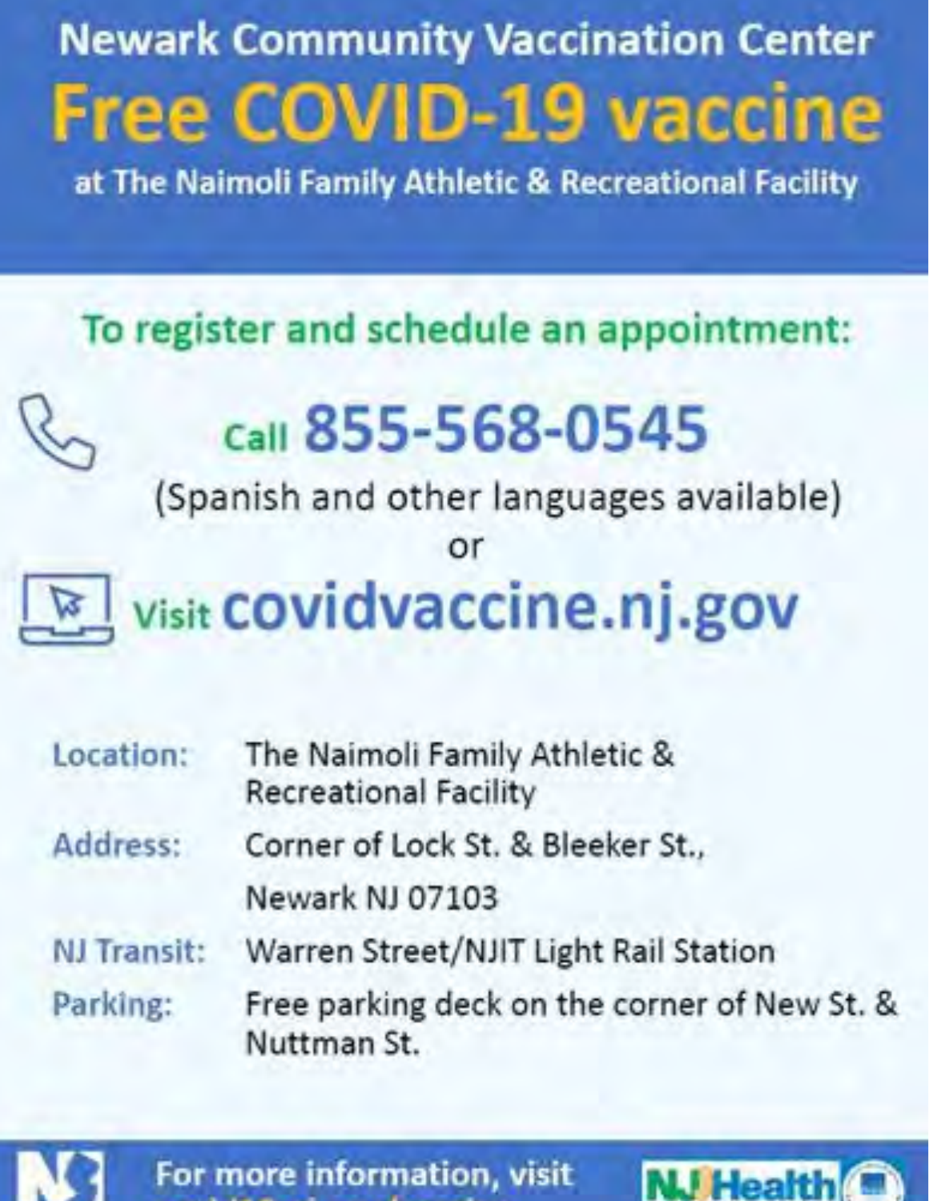# Newark Community Vaccination Center

# Free COVID-19 vaccine

## at The Naimoli Family Athletic & Recreational Facility

### To register and schedule an appointment:

**Call 855-568-0545**

(Spanish and other languages available)

or

**Visit covidvaccine.nj.gov**

| | |
|---|---|
| Location: | The Naimoli Family Athletic & Recreational Facility |
| Address: | Corner of Lock St. & Bleeker St., Newark NJ 07103 |
| NJ Transit: | Warren Street/NJIT Light Rail Station |
| Parking: | Free parking deck on the corner of New St. & Nuttman St. |

For more information, visit

NJ Health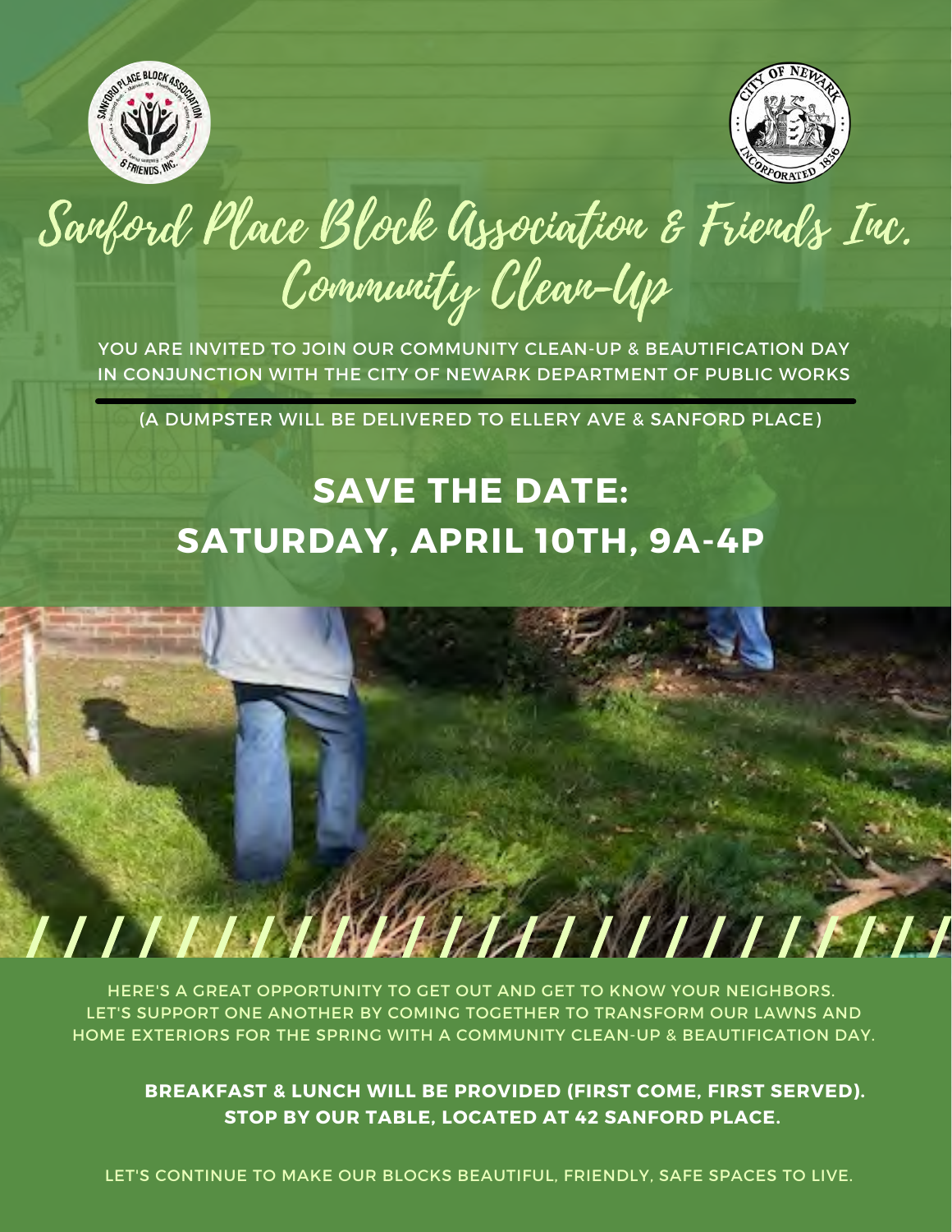# Sanford Place Block Association & Friends Inc. Community Clean-Up

YOU ARE INVITED TO JOIN OUR COMMUNITY CLEAN-UP & BEAUTIFICATION DAY IN CONJUNCTION WITH THE CITY OF NEWARK DEPARTMENT OF PUBLIC WORKS

(A DUMPSTER WILL BE DELIVERED TO ELLERY AVE & SANFORD PLACE)

## SAVE THE DATE: SATURDAY, APRIL 10TH, 9A-4P

HERE'S A GREAT OPPORTUNITY TO GET OUT AND GET TO KNOW YOUR NEIGHBORS. LET'S SUPPORT ONE ANOTHER BY COMING TOGETHER TO TRANSFORM OUR LAWNS AND HOME EXTERIORS FOR THE SPRING WITH A COMMUNITY CLEAN-UP & BEAUTIFICATION DAY.

**BREAKFAST & LUNCH WILL BE PROVIDED (FIRST COME, FIRST SERVED). STOP BY OUR TABLE, LOCATED AT 42 SANFORD PLACE.**

LET'S CONTINUE TO MAKE OUR BLOCKS BEAUTIFUL, FRIENDLY, SAFE SPACES TO LIVE.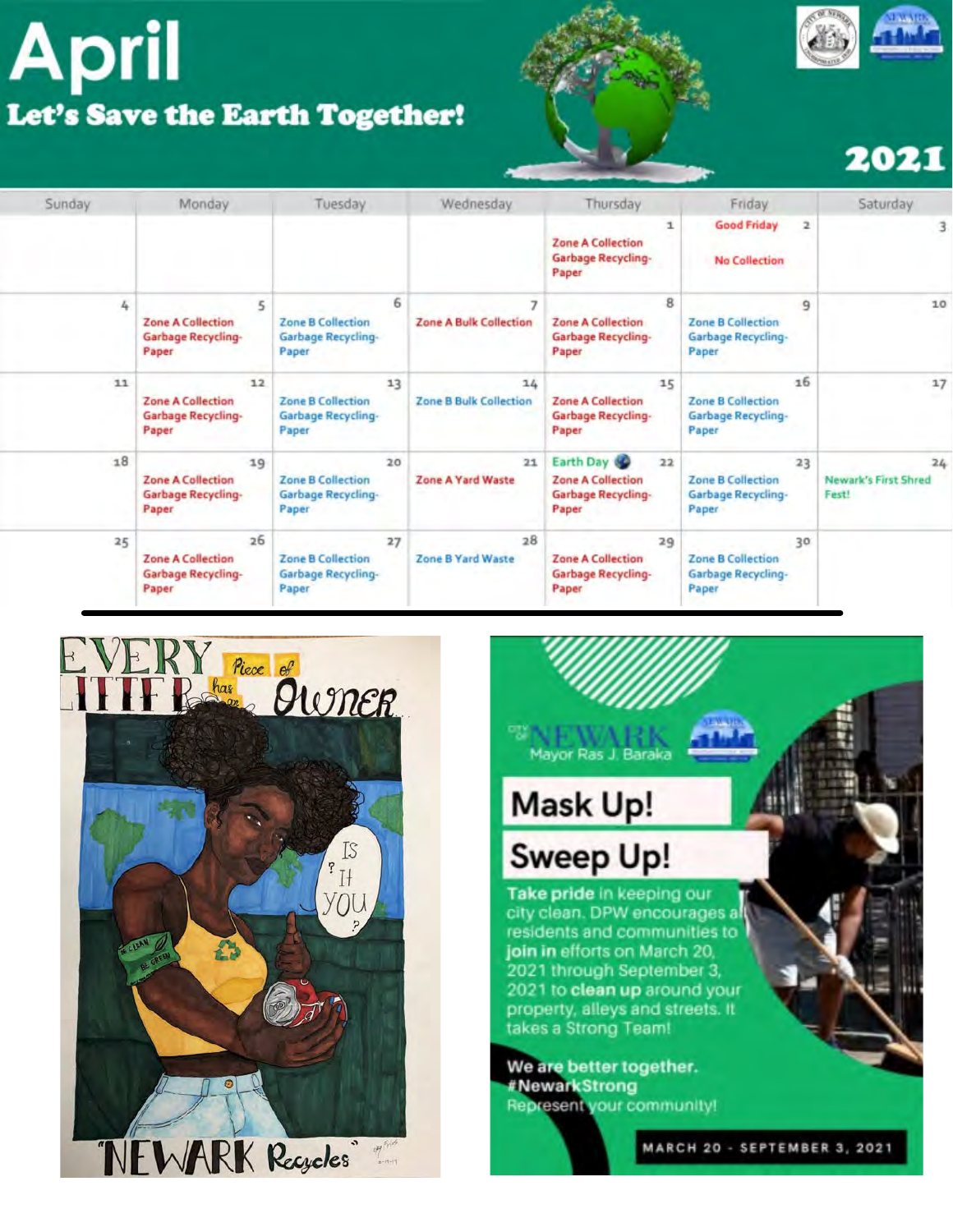# April

## Let's Save the Earth Together!

2021

| Sunday | Monday | Tuesday | Wednesday | Thursday | Friday | Saturday |
|---|---|---|---|---|---|---|
| | | | | 1 Zone A Collection Garbage Recycling-Paper | 2 Good Friday No Collection | 3 |
| 4 | 5 Zone A Collection Garbage Recycling-Paper | 6 Zone B Collection Garbage Recycling-Paper | 7 Zone A Bulk Collection | 8 Zone A Collection Garbage Recycling-Paper | 9 Zone B Collection Garbage Recycling-Paper | 10 |
| 11 | 12 Zone A Collection Garbage Recycling-Paper | 13 Zone B Collection Garbage Recycling-Paper | 14 Zone B Bulk Collection | 15 Zone A Collection Garbage Recycling-Paper | 16 Zone B Collection Garbage Recycling-Paper | 17 |
| 18 | 19 Zone A Collection Garbage Recycling-Paper | 20 Zone B Collection Garbage Recycling-Paper | 21 Zone A Yard Waste | 22 Earth Day Zone A Collection Garbage Recycling-Paper | 23 Zone B Collection Garbage Recycling-Paper | 24 Newark's First Shred Fest! |
| 25 | 26 Zone A Collection Garbage Recycling-Paper | 27 Zone B Collection Garbage Recycling-Paper | 28 Zone B Yard Waste | 29 Zone A Collection Garbage Recycling-Paper | 30 Zone B Collection Garbage Recycling-Paper | |

EVERY Piece of LITTER has an Owner

IS IT YOU?

"NEWARK Recycles"

City of NEWARK
Mayor Ras J. Baraka

**Mask Up!**

**Sweep Up!**

**Take pride** in keeping our city clean. DPW encourages all residents and communities to **join in** efforts on March 20, 2021 through September 3, 2021 to **clean up** around your property, alleys and streets. It takes a Strong Team!

**We are better together.**
**#NewarkStrong**
Represent your community!

**MARCH 20 - SEPTEMBER 3, 2021**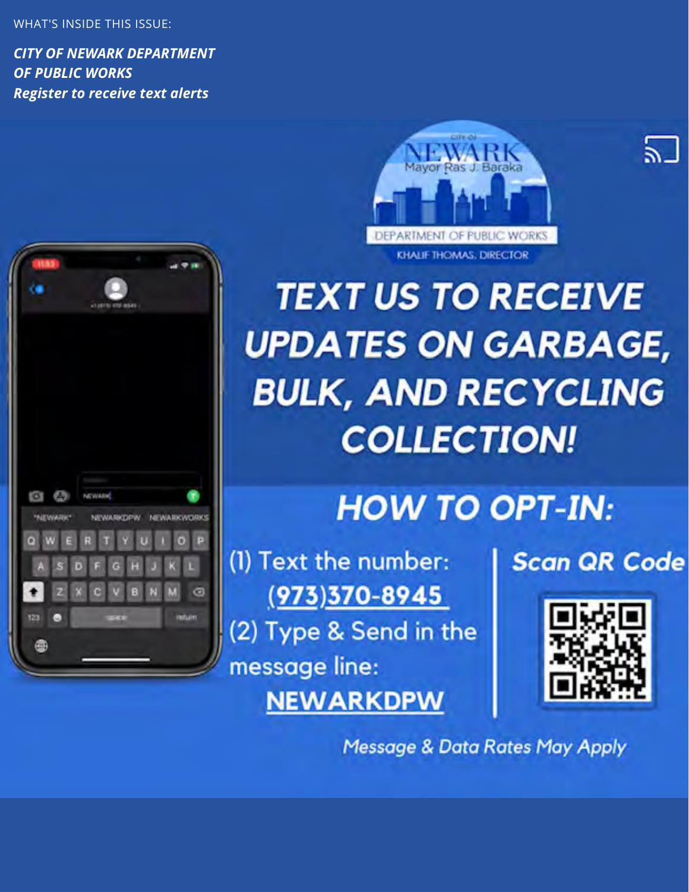WHAT'S INSIDE THIS ISSUE:

***CITY OF NEWARK DEPARTMENT OF PUBLIC WORKS***
***Register to receive text alerts***

CITY OF NEWARK
Mayor Ras J. Baraka

DEPARTMENT OF PUBLIC WORKS
KHALIF THOMAS, DIRECTOR

# TEXT US TO RECEIVE UPDATES ON GARBAGE, BULK, AND RECYCLING COLLECTION!

## HOW TO OPT-IN:

(1) Text the number: (973)370-8945

(2) Type & Send in the message line: **NEWARKDPW**

**Scan QR Code**

*Message & Data Rates May Apply*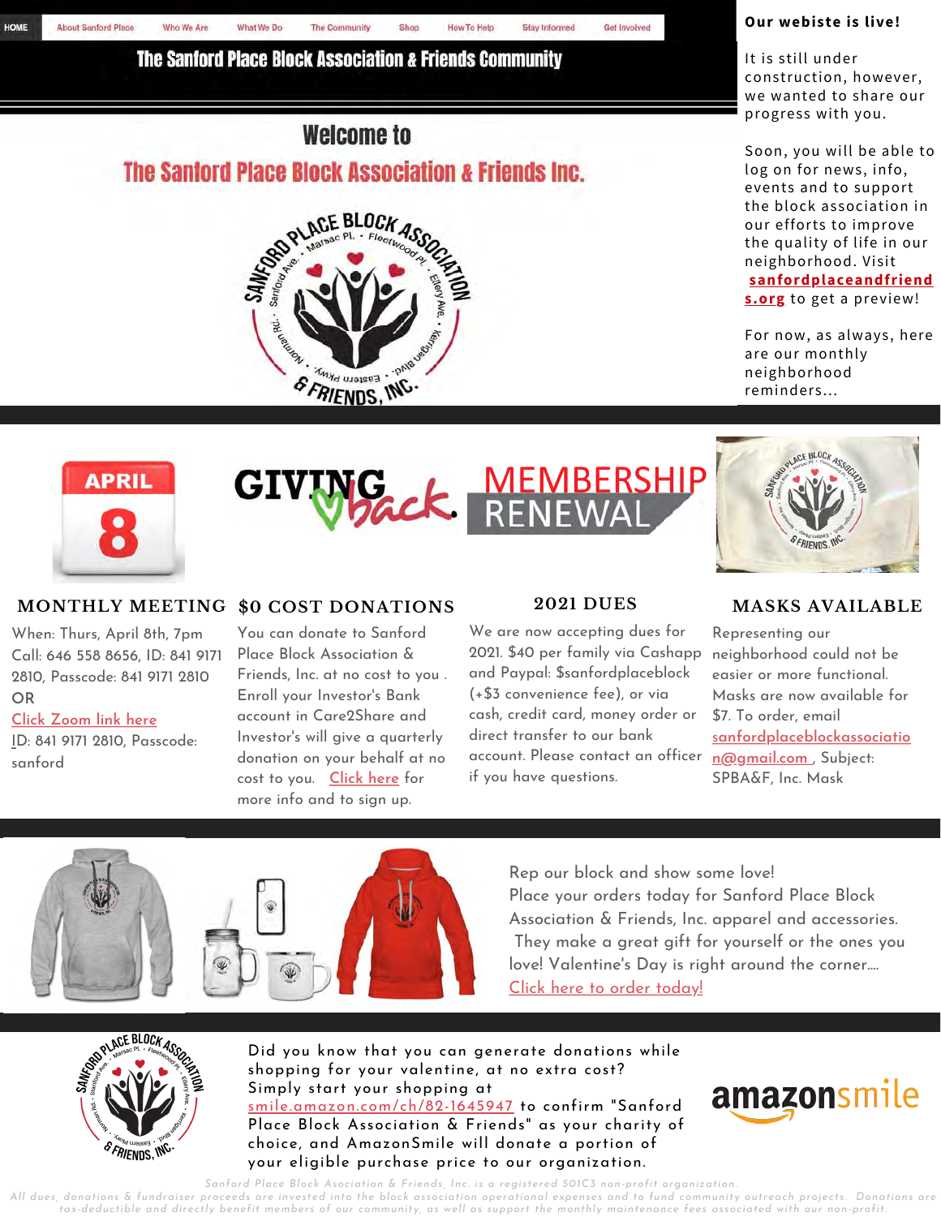HOME | About Sanford Place | Who We Are | What We Do | The Community | Shop | How To Help | Stay Informed | Get Involved

The Sanford Place Block Association & Friends Community

# Welcome to

# The Sanford Place Block Association & Friends Inc.

SANFORD PLACE BLOCK ASSOCIATION & FRIENDS, INC.
Marsac Pl. • Fleetwood Pl. • Ellery Ave. • Kerrigan Blvd. • Eastern Pkwy. • Norman Rd. • Sanford Ave.

**Our webiste is live!**

It is still under construction, however, we wanted to share our progress with you.

Soon, you will be able to log on for news, info, events and to support the block association in our efforts to improve the quality of life in our neighborhood. Visit **sanfordplaceandfriends.org** to get a preview!

For now, as always, here are our monthly neighborhood reminders...

APRIL 8

GIVING back.

MEMBERSHIP RENEWAL

## MONTHLY MEETING

When: Thurs, April 8th, 7pm
Call: 646 558 8656, ID: 841 9171 2810, Passcode: 841 9171 2810
**OR**
Click Zoom link here
ID: 841 9171 2810, Passcode: sanford

## $0 COST DONATIONS

You can donate to Sanford Place Block Association & Friends, Inc. at no cost to you . Enroll your Investor's Bank account in Care2Share and Investor's will give a quarterly donation on your behalf at no cost to you. Click here for more info and to sign up.

## 2021 DUES

We are now accepting dues for 2021. $40 per family via Cashapp and Paypal: $sanfordplaceblock (+$3 convenience fee), or via cash, credit card, money order or direct transfer to our bank account. Please contact an officer if you have questions.

## MASKS AVAILABLE

Representing our neighborhood could not be easier or more functional. Masks are now available for $7. To order, email sanfordplaceblockassociation@gmail.com , Subject: SPBA&F, Inc. Mask

Rep our block and show some love!
Place your orders today for Sanford Place Block Association & Friends, Inc. apparel and accessories. They make a great gift for yourself or the ones you love! Valentine's Day is right around the corner....
Click here to order today!

Did you know that you can generate donations while shopping for your valentine, at no extra cost? Simply start your shopping at smile.amazon.com/ch/82-1645947 to confirm "Sanford Place Block Association & Friends" as your charity of choice, and AmazonSmile will donate a portion of your eligible purchase price to our organization.

amazonsmile

*Sanford Place Block Asociation & Friends, Inc. is a registered 501C3 non-profit organization.*
*All dues, donations & fundraiser proceeds are invested into the block association operational expenses and to fund community outreach projects. Donations are tax-deductible and directly benefit members of our community, as well as support the monthly maintenance fees associated with our non-profit.*